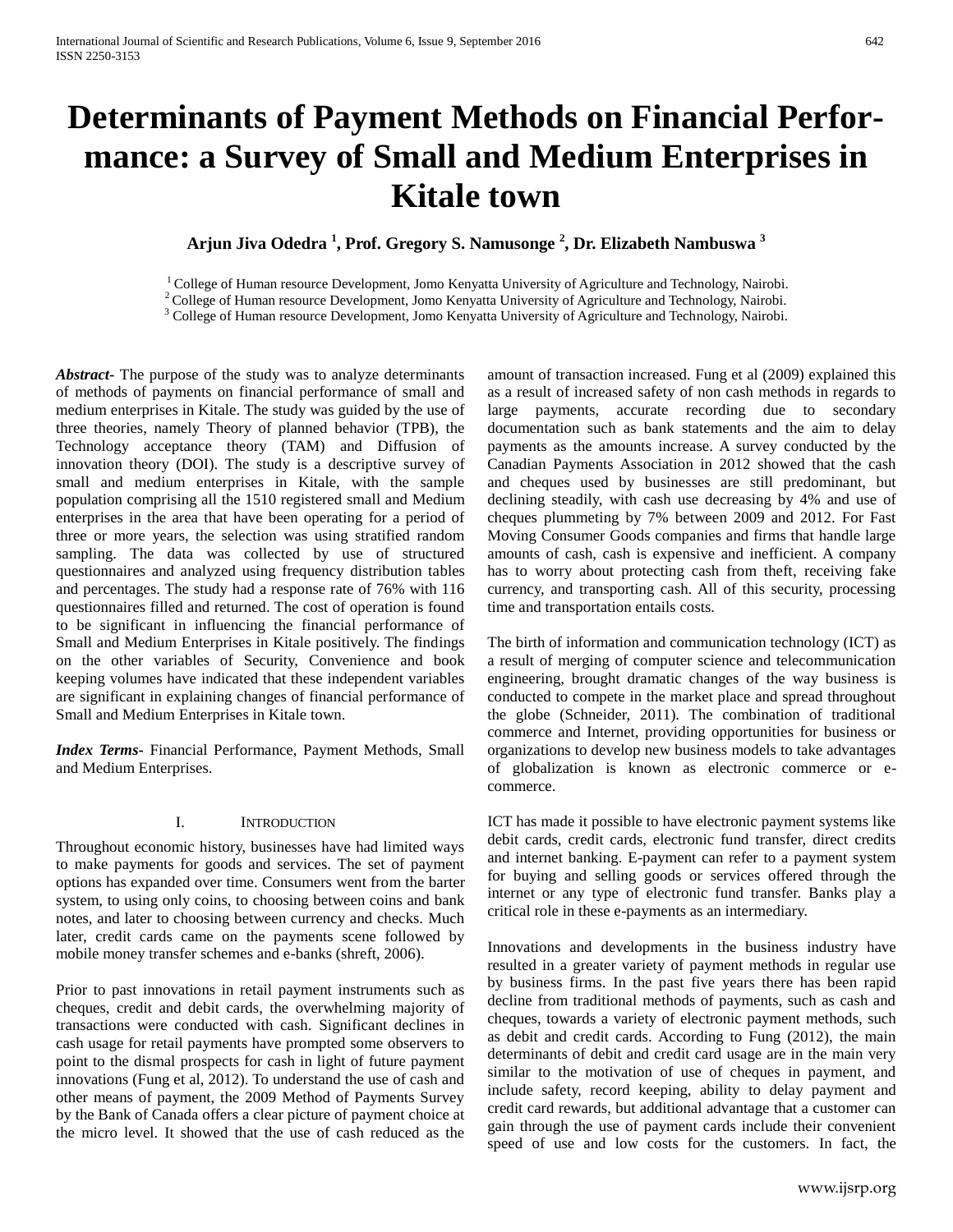# Determinants of Payment Methods on Financial Performance: a Survey of Small and Medium Enterprises in Kitale town

**Arjun Jiva Odedra [1], Prof. Gregory S. Namusonge [2], Dr. Elizabeth Nambuswa [3]**

[1] College of Human resource Development, Jomo Kenyatta University of Agriculture and Technology, Nairobi.
[2] College of Human resource Development, Jomo Kenyatta University of Agriculture and Technology, Nairobi.
[3] College of Human resource Development, Jomo Kenyatta University of Agriculture and Technology, Nairobi.

***Abstract-*** The purpose of the study was to analyze determinants of methods of payments on financial performance of small and medium enterprises in Kitale. The study was guided by the use of three theories, namely Theory of planned behavior (TPB), the Technology acceptance theory (TAM) and Diffusion of innovation theory (DOI). The study is a descriptive survey of small and medium enterprises in Kitale, with the sample population comprising all the 1510 registered small and Medium enterprises in the area that have been operating for a period of three or more years, the selection was using stratified random sampling. The data was collected by use of structured questionnaires and analyzed using frequency distribution tables and percentages. The study had a response rate of 76% with 116 questionnaires filled and returned. The cost of operation is found to be significant in influencing the financial performance of Small and Medium Enterprises in Kitale positively. The findings on the other variables of Security, Convenience and book keeping volumes have indicated that these independent variables are significant in explaining changes of financial performance of Small and Medium Enterprises in Kitale town.

***Index Terms-*** Financial Performance, Payment Methods, Small and Medium Enterprises.

## I. Introduction

Throughout economic history, businesses have had limited ways to make payments for goods and services. The set of payment options has expanded over time. Consumers went from the barter system, to using only coins, to choosing between coins and bank notes, and later to choosing between currency and checks. Much later, credit cards came on the payments scene followed by mobile money transfer schemes and e-banks (shreft, 2006).

Prior to past innovations in retail payment instruments such as cheques, credit and debit cards, the overwhelming majority of transactions were conducted with cash. Significant declines in cash usage for retail payments have prompted some observers to point to the dismal prospects for cash in light of future payment innovations (Fung et al, 2012). To understand the use of cash and other means of payment, the 2009 Method of Payments Survey by the Bank of Canada offers a clear picture of payment choice at the micro level. It showed that the use of cash reduced as the amount of transaction increased. Fung et al (2009) explained this as a result of increased safety of non cash methods in regards to large payments, accurate recording due to secondary documentation such as bank statements and the aim to delay payments as the amounts increase. A survey conducted by the Canadian Payments Association in 2012 showed that the cash and cheques used by businesses are still predominant, but declining steadily, with cash use decreasing by 4% and use of cheques plummeting by 7% between 2009 and 2012. For Fast Moving Consumer Goods companies and firms that handle large amounts of cash, cash is expensive and inefficient. A company has to worry about protecting cash from theft, receiving fake currency, and transporting cash. All of this security, processing time and transportation entails costs.

The birth of information and communication technology (ICT) as a result of merging of computer science and telecommunication engineering, brought dramatic changes of the way business is conducted to compete in the market place and spread throughout the globe (Schneider, 2011). The combination of traditional commerce and Internet, providing opportunities for business or organizations to develop new business models to take advantages of globalization is known as electronic commerce or e-commerce.

ICT has made it possible to have electronic payment systems like debit cards, credit cards, electronic fund transfer, direct credits and internet banking. E-payment can refer to a payment system for buying and selling goods or services offered through the internet or any type of electronic fund transfer. Banks play a critical role in these e-payments as an intermediary.

Innovations and developments in the business industry have resulted in a greater variety of payment methods in regular use by business firms. In the past five years there has been rapid decline from traditional methods of payments, such as cash and cheques, towards a variety of electronic payment methods, such as debit and credit cards. According to Fung (2012), the main determinants of debit and credit card usage are in the main very similar to the motivation of use of cheques in payment, and include safety, record keeping, ability to delay payment and credit card rewards, but additional advantage that a customer can gain through the use of payment cards include their convenient speed of use and low costs for the customers. In fact, the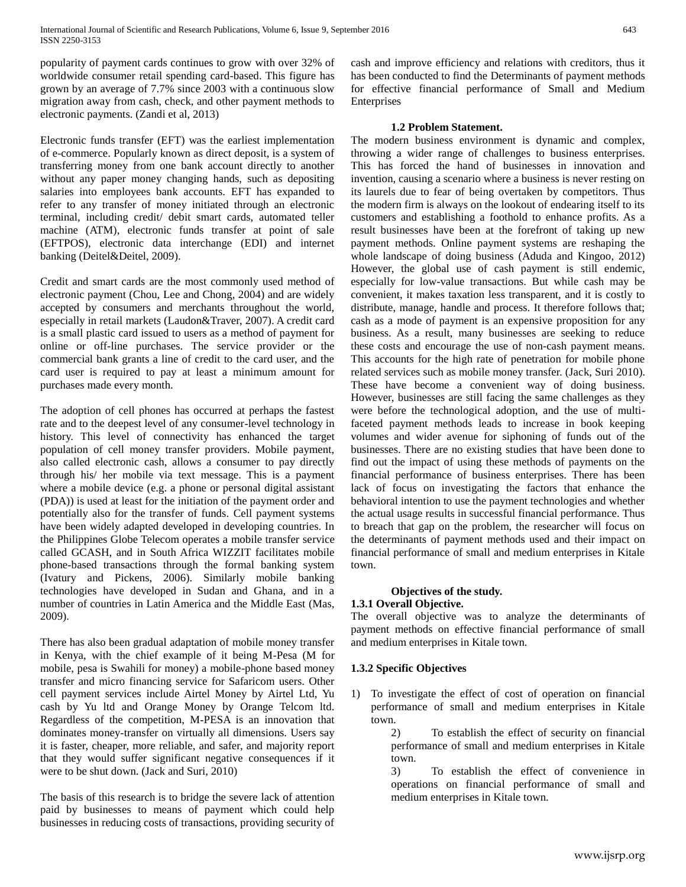popularity of payment cards continues to grow with over 32% of worldwide consumer retail spending card-based. This figure has grown by an average of 7.7% since 2003 with a continuous slow migration away from cash, check, and other payment methods to electronic payments. (Zandi et al, 2013)

Electronic funds transfer (EFT) was the earliest implementation of e-commerce. Popularly known as direct deposit, is a system of transferring money from one bank account directly to another without any paper money changing hands, such as depositing salaries into employees bank accounts. EFT has expanded to refer to any transfer of money initiated through an electronic terminal, including credit/ debit smart cards, automated teller machine (ATM), electronic funds transfer at point of sale (EFTPOS), electronic data interchange (EDI) and internet banking (Deitel&Deitel, 2009).

Credit and smart cards are the most commonly used method of electronic payment (Chou, Lee and Chong, 2004) and are widely accepted by consumers and merchants throughout the world, especially in retail markets (Laudon&Traver, 2007). A credit card is a small plastic card issued to users as a method of payment for online or off-line purchases. The service provider or the commercial bank grants a line of credit to the card user, and the card user is required to pay at least a minimum amount for purchases made every month.

The adoption of cell phones has occurred at perhaps the fastest rate and to the deepest level of any consumer-level technology in history. This level of connectivity has enhanced the target population of cell money transfer providers. Mobile payment, also called electronic cash, allows a consumer to pay directly through his/ her mobile via text message. This is a payment where a mobile device (e.g. a phone or personal digital assistant (PDA)) is used at least for the initiation of the payment order and potentially also for the transfer of funds. Cell payment systems have been widely adapted developed in developing countries. In the Philippines Globe Telecom operates a mobile transfer service called GCASH, and in South Africa WIZZIT facilitates mobile phone-based transactions through the formal banking system (Ivatury and Pickens, 2006). Similarly mobile banking technologies have developed in Sudan and Ghana, and in a number of countries in Latin America and the Middle East (Mas, 2009).

There has also been gradual adaptation of mobile money transfer in Kenya, with the chief example of it being M-Pesa (M for mobile, pesa is Swahili for money) a mobile-phone based money transfer and micro financing service for Safaricom users. Other cell payment services include Airtel Money by Airtel Ltd, Yu cash by Yu ltd and Orange Money by Orange Telcom ltd. Regardless of the competition, M-PESA is an innovation that dominates money-transfer on virtually all dimensions. Users say it is faster, cheaper, more reliable, and safer, and majority report that they would suffer significant negative consequences if it were to be shut down. (Jack and Suri, 2010)

The basis of this research is to bridge the severe lack of attention paid by businesses to means of payment which could help businesses in reducing costs of transactions, providing security of cash and improve efficiency and relations with creditors, thus it has been conducted to find the Determinants of payment methods for effective financial performance of Small and Medium Enterprises

### 1.2 Problem Statement.

The modern business environment is dynamic and complex, throwing a wider range of challenges to business enterprises. This has forced the hand of businesses in innovation and invention, causing a scenario where a business is never resting on its laurels due to fear of being overtaken by competitors. Thus the modern firm is always on the lookout of endearing itself to its customers and establishing a foothold to enhance profits. As a result businesses have been at the forefront of taking up new payment methods. Online payment systems are reshaping the whole landscape of doing business (Aduda and Kingoo, 2012) However, the global use of cash payment is still endemic, especially for low-value transactions. But while cash may be convenient, it makes taxation less transparent, and it is costly to distribute, manage, handle and process. It therefore follows that; cash as a mode of payment is an expensive proposition for any business. As a result, many businesses are seeking to reduce these costs and encourage the use of non-cash payment means. This accounts for the high rate of penetration for mobile phone related services such as mobile money transfer. (Jack, Suri 2010). These have become a convenient way of doing business. However, businesses are still facing the same challenges as they were before the technological adoption, and the use of multi-faceted payment methods leads to increase in book keeping volumes and wider avenue for siphoning of funds out of the businesses. There are no existing studies that have been done to find out the impact of using these methods of payments on the financial performance of business enterprises. There has been lack of focus on investigating the factors that enhance the behavioral intention to use the payment technologies and whether the actual usage results in successful financial performance. Thus to breach that gap on the problem, the researcher will focus on the determinants of payment methods used and their impact on financial performance of small and medium enterprises in Kitale town.

### Objectives of the study.

#### 1.3.1 Overall Objective.

The overall objective was to analyze the determinants of payment methods on effective financial performance of small and medium enterprises in Kitale town.

#### 1.3.2 Specific Objectives

1) To investigate the effect of cost of operation on financial performance of small and medium enterprises in Kitale town.
2) To establish the effect of security on financial performance of small and medium enterprises in Kitale town.
3) To establish the effect of convenience in operations on financial performance of small and medium enterprises in Kitale town.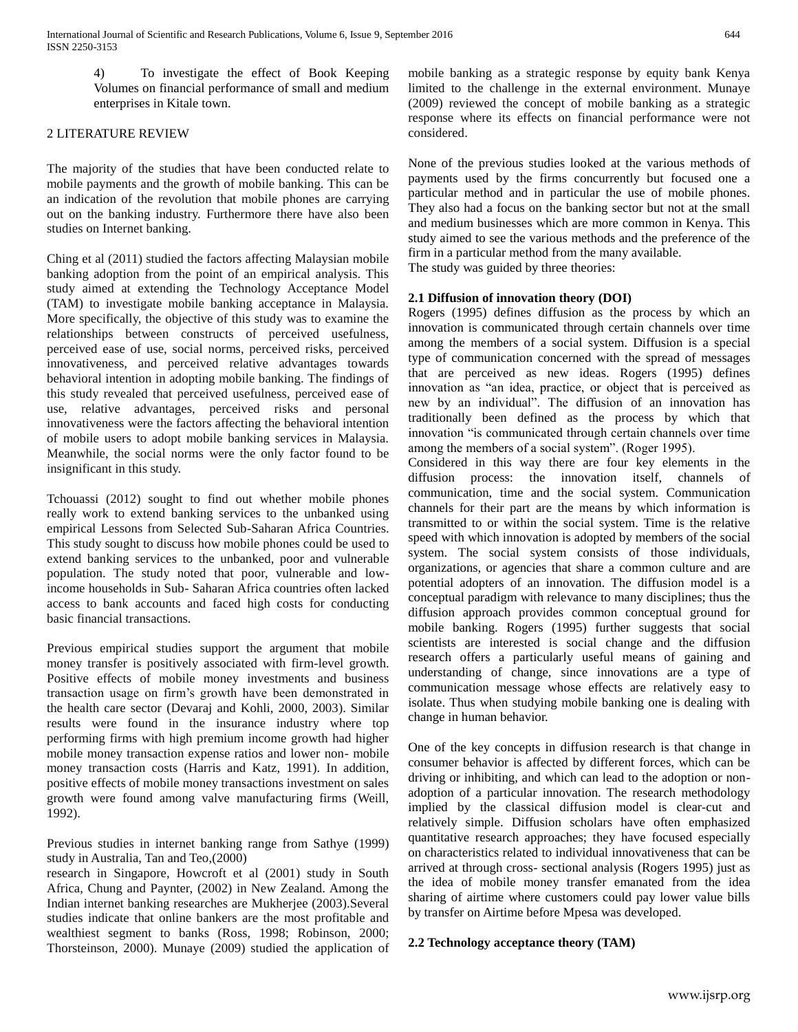4) To investigate the effect of Book Keeping Volumes on financial performance of small and medium enterprises in Kitale town.

## 2 LITERATURE REVIEW

The majority of the studies that have been conducted relate to mobile payments and the growth of mobile banking. This can be an indication of the revolution that mobile phones are carrying out on the banking industry. Furthermore there have also been studies on Internet banking.

Ching et al (2011) studied the factors affecting Malaysian mobile banking adoption from the point of an empirical analysis. This study aimed at extending the Technology Acceptance Model (TAM) to investigate mobile banking acceptance in Malaysia. More specifically, the objective of this study was to examine the relationships between constructs of perceived usefulness, perceived ease of use, social norms, perceived risks, perceived innovativeness, and perceived relative advantages towards behavioral intention in adopting mobile banking. The findings of this study revealed that perceived usefulness, perceived ease of use, relative advantages, perceived risks and personal innovativeness were the factors affecting the behavioral intention of mobile users to adopt mobile banking services in Malaysia. Meanwhile, the social norms were the only factor found to be insignificant in this study.

Tchouassi (2012) sought to find out whether mobile phones really work to extend banking services to the unbanked using empirical Lessons from Selected Sub-Saharan Africa Countries. This study sought to discuss how mobile phones could be used to extend banking services to the unbanked, poor and vulnerable population. The study noted that poor, vulnerable and low-income households in Sub- Saharan Africa countries often lacked access to bank accounts and faced high costs for conducting basic financial transactions.

Previous empirical studies support the argument that mobile money transfer is positively associated with firm-level growth. Positive effects of mobile money investments and business transaction usage on firm's growth have been demonstrated in the health care sector (Devaraj and Kohli, 2000, 2003). Similar results were found in the insurance industry where top performing firms with high premium income growth had higher mobile money transaction expense ratios and lower non- mobile money transaction costs (Harris and Katz, 1991). In addition, positive effects of mobile money transactions investment on sales growth were found among valve manufacturing firms (Weill, 1992).

Previous studies in internet banking range from Sathye (1999) study in Australia, Tan and Teo,(2000) research in Singapore, Howcroft et al (2001) study in South Africa, Chung and Paynter, (2002) in New Zealand. Among the Indian internet banking researches are Mukherjee (2003).Several studies indicate that online bankers are the most profitable and wealthiest segment to banks (Ross, 1998; Robinson, 2000; Thorsteinson, 2000). Munaye (2009) studied the application of mobile banking as a strategic response by equity bank Kenya limited to the challenge in the external environment. Munaye (2009) reviewed the concept of mobile banking as a strategic response where its effects on financial performance were not considered.

None of the previous studies looked at the various methods of payments used by the firms concurrently but focused one a particular method and in particular the use of mobile phones. They also had a focus on the banking sector but not at the small and medium businesses which are more common in Kenya. This study aimed to see the various methods and the preference of the firm in a particular method from the many available.
The study was guided by three theories:

### 2.1 Diffusion of innovation theory (DOI)

Rogers (1995) defines diffusion as the process by which an innovation is communicated through certain channels over time among the members of a social system. Diffusion is a special type of communication concerned with the spread of messages that are perceived as new ideas. Rogers (1995) defines innovation as "an idea, practice, or object that is perceived as new by an individual". The diffusion of an innovation has traditionally been defined as the process by which that innovation "is communicated through certain channels over time among the members of a social system". (Roger 1995).
Considered in this way there are four key elements in the diffusion process: the innovation itself, channels of communication, time and the social system. Communication channels for their part are the means by which information is transmitted to or within the social system. Time is the relative speed with which innovation is adopted by members of the social system. The social system consists of those individuals, organizations, or agencies that share a common culture and are potential adopters of an innovation. The diffusion model is a conceptual paradigm with relevance to many disciplines; thus the diffusion approach provides common conceptual ground for mobile banking. Rogers (1995) further suggests that social scientists are interested is social change and the diffusion research offers a particularly useful means of gaining and understanding of change, since innovations are a type of communication message whose effects are relatively easy to isolate. Thus when studying mobile banking one is dealing with change in human behavior.

One of the key concepts in diffusion research is that change in consumer behavior is affected by different forces, which can be driving or inhibiting, and which can lead to the adoption or non-adoption of a particular innovation. The research methodology implied by the classical diffusion model is clear-cut and relatively simple. Diffusion scholars have often emphasized quantitative research approaches; they have focused especially on characteristics related to individual innovativeness that can be arrived at through cross- sectional analysis (Rogers 1995) just as the idea of mobile money transfer emanated from the idea sharing of airtime where customers could pay lower value bills by transfer on Airtime before Mpesa was developed.

### 2.2 Technology acceptance theory (TAM)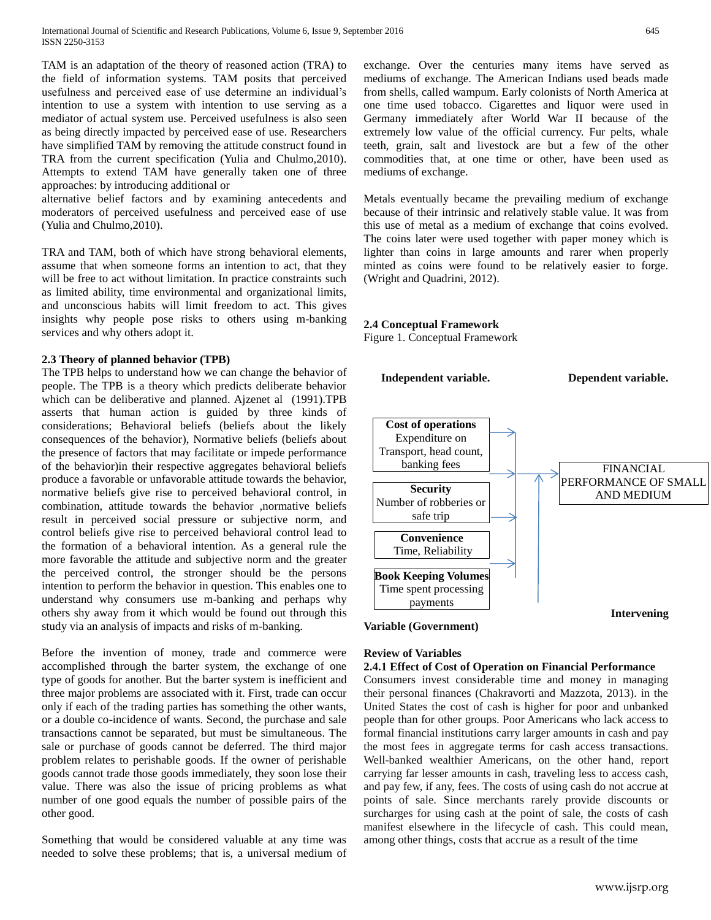TAM is an adaptation of the theory of reasoned action (TRA) to the field of information systems. TAM posits that perceived usefulness and perceived ease of use determine an individual's intention to use a system with intention to use serving as a mediator of actual system use. Perceived usefulness is also seen as being directly impacted by perceived ease of use. Researchers have simplified TAM by removing the attitude construct found in TRA from the current specification (Yulia and Chulmo,2010). Attempts to extend TAM have generally taken one of three approaches: by introducing additional or alternative belief factors and by examining antecedents and moderators of perceived usefulness and perceived ease of use (Yulia and Chulmo,2010).

TRA and TAM, both of which have strong behavioral elements, assume that when someone forms an intention to act, that they will be free to act without limitation. In practice constraints such as limited ability, time environmental and organizational limits, and unconscious habits will limit freedom to act. This gives insights why people pose risks to others using m-banking services and why others adopt it.

### 2.3 Theory of planned behavior (TPB)

The TPB helps to understand how we can change the behavior of people. The TPB is a theory which predicts deliberate behavior which can be deliberative and planned. Ajzenet al (1991).TPB asserts that human action is guided by three kinds of considerations; Behavioral beliefs (beliefs about the likely consequences of the behavior), Normative beliefs (beliefs about the presence of factors that may facilitate or impede performance of the behavior)in their respective aggregates behavioral beliefs produce a favorable or unfavorable attitude towards the behavior, normative beliefs give rise to perceived behavioral control, in combination, attitude towards the behavior ,normative beliefs result in perceived social pressure or subjective norm, and control beliefs give rise to perceived behavioral control lead to the formation of a behavioral intention. As a general rule the more favorable the attitude and subjective norm and the greater the perceived control, the stronger should be the persons intention to perform the behavior in question. This enables one to understand why consumers use m-banking and perhaps why others shy away from it which would be found out through this study via an analysis of impacts and risks of m-banking.

Before the invention of money, trade and commerce were accomplished through the barter system, the exchange of one type of goods for another. But the barter system is inefficient and three major problems are associated with it. First, trade can occur only if each of the trading parties has something the other wants, or a double co-incidence of wants. Second, the purchase and sale transactions cannot be separated, but must be simultaneous. The sale or purchase of goods cannot be deferred. The third major problem relates to perishable goods. If the owner of perishable goods cannot trade those goods immediately, they soon lose their value. There was also the issue of pricing problems as what number of one good equals the number of possible pairs of the other good.

Something that would be considered valuable at any time was needed to solve these problems; that is, a universal medium of exchange. Over the centuries many items have served as mediums of exchange. The American Indians used beads made from shells, called wampum. Early colonists of North America at one time used tobacco. Cigarettes and liquor were used in Germany immediately after World War II because of the extremely low value of the official currency. Fur pelts, whale teeth, grain, salt and livestock are but a few of the other commodities that, at one time or other, have been used as mediums of exchange.

Metals eventually became the prevailing medium of exchange because of their intrinsic and relatively stable value. It was from this use of metal as a medium of exchange that coins evolved. The coins later were used together with paper money which is lighter than coins in large amounts and rarer when properly minted as coins were found to be relatively easier to forge. (Wright and Quadrini, 2012).

### 2.4 Conceptual Framework

Figure 1. Conceptual Framework

**Independent variable.**

**Dependent variable.**

**Cost of operations**
Expenditure on Transport, head count, banking fees

**Security**
Number of robberies or safe trip

**Convenience**
Time, Reliability

**Book Keeping Volumes**
Time spent processing payments

FINANCIAL PERFORMANCE OF SMALL AND MEDIUM

**Intervening Variable (Government)**

### Review of Variables

#### 2.4.1 Effect of Cost of Operation on Financial Performance

Consumers invest considerable time and money in managing their personal finances (Chakravorti and Mazzota, 2013). in the United States the cost of cash is higher for poor and unbanked people than for other groups. Poor Americans who lack access to formal financial institutions carry larger amounts in cash and pay the most fees in aggregate terms for cash access transactions. Well-banked wealthier Americans, on the other hand, report carrying far lesser amounts in cash, traveling less to access cash, and pay few, if any, fees. The costs of using cash do not accrue at points of sale. Since merchants rarely provide discounts or surcharges for using cash at the point of sale, the costs of cash manifest elsewhere in the lifecycle of cash. This could mean, among other things, costs that accrue as a result of the time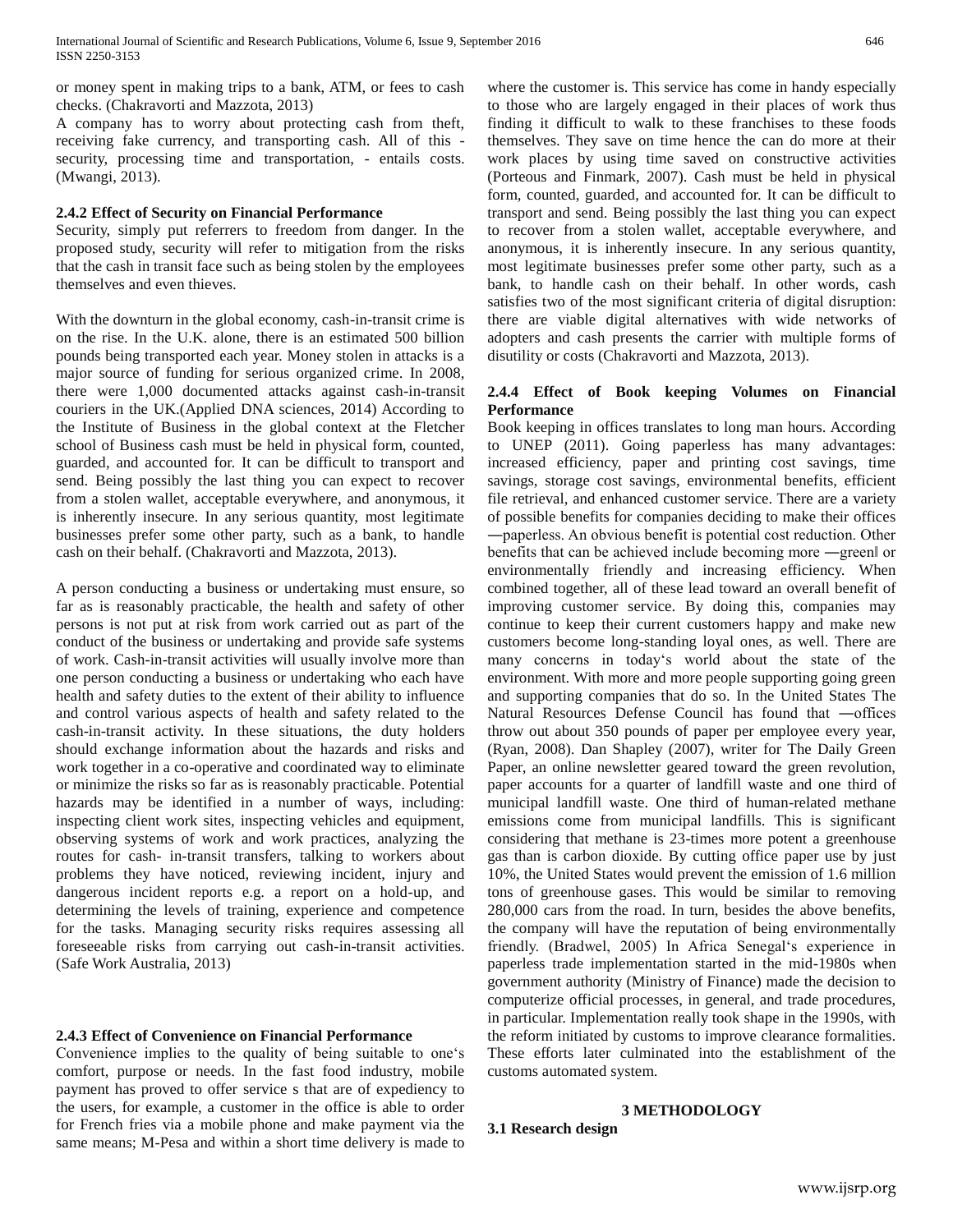or money spent in making trips to a bank, ATM, or fees to cash checks. (Chakravorti and Mazzota, 2013)

A company has to worry about protecting cash from theft, receiving fake currency, and transporting cash. All of this - security, processing time and transportation, - entails costs. (Mwangi, 2013).

### 2.4.2 Effect of Security on Financial Performance

Security, simply put referrers to freedom from danger. In the proposed study, security will refer to mitigation from the risks that the cash in transit face such as being stolen by the employees themselves and even thieves.

With the downturn in the global economy, cash-in-transit crime is on the rise. In the U.K. alone, there is an estimated 500 billion pounds being transported each year. Money stolen in attacks is a major source of funding for serious organized crime. In 2008, there were 1,000 documented attacks against cash-in-transit couriers in the UK.(Applied DNA sciences, 2014) According to the Institute of Business in the global context at the Fletcher school of Business cash must be held in physical form, counted, guarded, and accounted for. It can be difficult to transport and send. Being possibly the last thing you can expect to recover from a stolen wallet, acceptable everywhere, and anonymous, it is inherently insecure. In any serious quantity, most legitimate businesses prefer some other party, such as a bank, to handle cash on their behalf. (Chakravorti and Mazzota, 2013).

A person conducting a business or undertaking must ensure, so far as is reasonably practicable, the health and safety of other persons is not put at risk from work carried out as part of the conduct of the business or undertaking and provide safe systems of work. Cash-in-transit activities will usually involve more than one person conducting a business or undertaking who each have health and safety duties to the extent of their ability to influence and control various aspects of health and safety related to the cash-in-transit activity. In these situations, the duty holders should exchange information about the hazards and risks and work together in a co-operative and coordinated way to eliminate or minimize the risks so far as is reasonably practicable. Potential hazards may be identified in a number of ways, including: inspecting client work sites, inspecting vehicles and equipment, observing systems of work and work practices, analyzing the routes for cash- in-transit transfers, talking to workers about problems they have noticed, reviewing incident, injury and dangerous incident reports e.g. a report on a hold-up, and determining the levels of training, experience and competence for the tasks. Managing security risks requires assessing all foreseeable risks from carrying out cash-in-transit activities. (Safe Work Australia, 2013)

### 2.4.3 Effect of Convenience on Financial Performance

Convenience implies to the quality of being suitable to one's comfort, purpose or needs. In the fast food industry, mobile payment has proved to offer service s that are of expediency to the users, for example, a customer in the office is able to order for French fries via a mobile phone and make payment via the same means; M-Pesa and within a short time delivery is made to where the customer is. This service has come in handy especially to those who are largely engaged in their places of work thus finding it difficult to walk to these franchises to these foods themselves. They save on time hence the can do more at their work places by using time saved on constructive activities (Porteous and Finmark, 2007). Cash must be held in physical form, counted, guarded, and accounted for. It can be difficult to transport and send. Being possibly the last thing you can expect to recover from a stolen wallet, acceptable everywhere, and anonymous, it is inherently insecure. In any serious quantity, most legitimate businesses prefer some other party, such as a bank, to handle cash on their behalf. In other words, cash satisfies two of the most significant criteria of digital disruption: there are viable digital alternatives with wide networks of adopters and cash presents the carrier with multiple forms of disutility or costs (Chakravorti and Mazzota, 2013).

### 2.4.4 Effect of Book keeping Volumes on Financial Performance

Book keeping in offices translates to long man hours. According to UNEP (2011). Going paperless has many advantages: increased efficiency, paper and printing cost savings, time savings, storage cost savings, environmental benefits, efficient file retrieval, and enhanced customer service. There are a variety of possible benefits for companies deciding to make their offices ―paperless. An obvious benefit is potential cost reduction. Other benefits that can be achieved include becoming more ―green‖ or environmentally friendly and increasing efficiency. When combined together, all of these lead toward an overall benefit of improving customer service. By doing this, companies may continue to keep their current customers happy and make new customers become long-standing loyal ones, as well. There are many concerns in today's world about the state of the environment. With more and more people supporting going green and supporting companies that do so. In the United States The Natural Resources Defense Council has found that ―offices throw out about 350 pounds of paper per employee every year, (Ryan, 2008). Dan Shapley (2007), writer for The Daily Green Paper, an online newsletter geared toward the green revolution, paper accounts for a quarter of landfill waste and one third of municipal landfill waste. One third of human-related methane emissions come from municipal landfills. This is significant considering that methane is 23-times more potent a greenhouse gas than is carbon dioxide. By cutting office paper use by just 10%, the United States would prevent the emission of 1.6 million tons of greenhouse gases. This would be similar to removing 280,000 cars from the road. In turn, besides the above benefits, the company will have the reputation of being environmentally friendly. (Bradwel, 2005) In Africa Senegal's experience in paperless trade implementation started in the mid-1980s when government authority (Ministry of Finance) made the decision to computerize official processes, in general, and trade procedures, in particular. Implementation really took shape in the 1990s, with the reform initiated by customs to improve clearance formalities. These efforts later culminated into the establishment of the customs automated system.

## 3 METHODOLOGY

### 3.1 Research design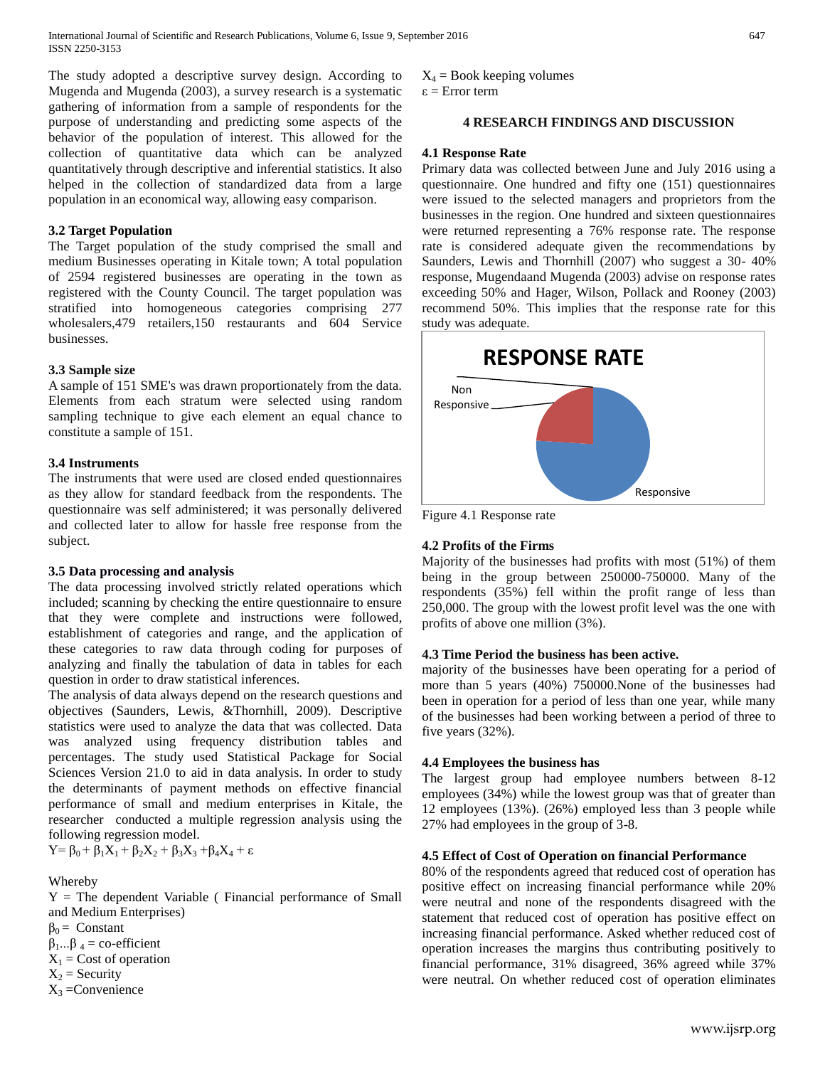The study adopted a descriptive survey design. According to Mugenda and Mugenda (2003), a survey research is a systematic gathering of information from a sample of respondents for the purpose of understanding and predicting some aspects of the behavior of the population of interest. This allowed for the collection of quantitative data which can be analyzed quantitatively through descriptive and inferential statistics. It also helped in the collection of standardized data from a large population in an economical way, allowing easy comparison.

### 3.2 Target Population

The Target population of the study comprised the small and medium Businesses operating in Kitale town; A total population of 2594 registered businesses are operating in the town as registered with the County Council. The target population was stratified into homogeneous categories comprising 277 wholesalers,479 retailers,150 restaurants and 604 Service businesses.

### 3.3 Sample size

A sample of 151 SME's was drawn proportionately from the data. Elements from each stratum were selected using random sampling technique to give each element an equal chance to constitute a sample of 151.

### 3.4 Instruments

The instruments that were used are closed ended questionnaires as they allow for standard feedback from the respondents. The questionnaire was self administered; it was personally delivered and collected later to allow for hassle free response from the subject.

### 3.5 Data processing and analysis

The data processing involved strictly related operations which included; scanning by checking the entire questionnaire to ensure that they were complete and instructions were followed, establishment of categories and range, and the application of these categories to raw data through coding for purposes of analyzing and finally the tabulation of data in tables for each question in order to draw statistical inferences.

The analysis of data always depend on the research questions and objectives (Saunders, Lewis, &Thornhill, 2009). Descriptive statistics were used to analyze the data that was collected. Data was analyzed using frequency distribution tables and percentages. The study used Statistical Package for Social Sciences Version 21.0 to aid in data analysis. In order to study the determinants of payment methods on effective financial performance of small and medium enterprises in Kitale, the researcher conducted a multiple regression analysis using the following regression model.

$$Y = \beta_0 + \beta_1 X_1 + \beta_2 X_2 + \beta_3 X_3 + \beta_4 X_4 + \varepsilon$$

Whereby

$Y$ = The dependent Variable ( Financial performance of Small and Medium Enterprises)

$\beta_0$ = Constant

$\beta_1 ... \beta_4$ = co-efficient

$X_1$ = Cost of operation

$X_2$ = Security

$X_3$ =Convenience

$X_4$ = Book keeping volumes

$\varepsilon$ = Error term

## 4 RESEARCH FINDINGS AND DISCUSSION

### 4.1 Response Rate

Primary data was collected between June and July 2016 using a questionnaire. One hundred and fifty one (151) questionnaires were issued to the selected managers and proprietors from the businesses in the region. One hundred and sixteen questionnaires were returned representing a 76% response rate. The response rate is considered adequate given the recommendations by Saunders, Lewis and Thornhill (2007) who suggest a 30- 40% response, Mugendaand Mugenda (2003) advise on response rates exceeding 50% and Hager, Wilson, Pollack and Rooney (2003) recommend 50%. This implies that the response rate for this study was adequate.

RESPONSE RATE

Non Responsive

Responsive

Figure 4.1 Response rate

### 4.2 Profits of the Firms

Majority of the businesses had profits with most (51%) of them being in the group between 250000-750000. Many of the respondents (35%) fell within the profit range of less than 250,000. The group with the lowest profit level was the one with profits of above one million (3%).

### 4.3 Time Period the business has been active.

majority of the businesses have been operating for a period of more than 5 years (40%) 750000.None of the businesses had been in operation for a period of less than one year, while many of the businesses had been working between a period of three to five years (32%).

### 4.4 Employees the business has

The largest group had employee numbers between 8-12 employees (34%) while the lowest group was that of greater than 12 employees (13%). (26%) employed less than 3 people while 27% had employees in the group of 3-8.

### 4.5 Effect of Cost of Operation on financial Performance

80% of the respondents agreed that reduced cost of operation has positive effect on increasing financial performance while 20% were neutral and none of the respondents disagreed with the statement that reduced cost of operation has positive effect on increasing financial performance. Asked whether reduced cost of operation increases the margins thus contributing positively to financial performance, 31% disagreed, 36% agreed while 37% were neutral. On whether reduced cost of operation eliminates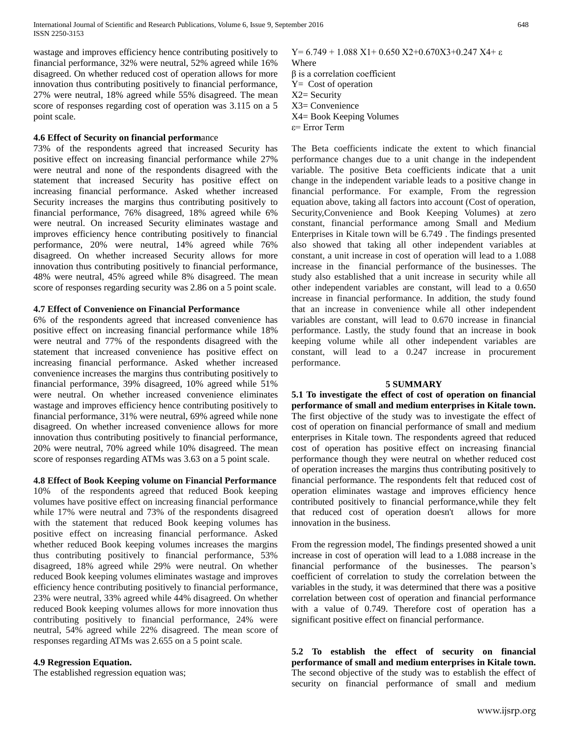wastage and improves efficiency hence contributing positively to financial performance, 32% were neutral, 52% agreed while 16% disagreed. On whether reduced cost of operation allows for more innovation thus contributing positively to financial performance, 27% were neutral, 18% agreed while 55% disagreed. The mean score of responses regarding cost of operation was 3.115 on a 5 point scale.

### 4.6 Effect of Security on financial performance

73% of the respondents agreed that increased Security has positive effect on increasing financial performance while 27% were neutral and none of the respondents disagreed with the statement that increased Security has positive effect on increasing financial performance. Asked whether increased Security increases the margins thus contributing positively to financial performance, 76% disagreed, 18% agreed while 6% were neutral. On increased Security eliminates wastage and improves efficiency hence contributing positively to financial performance, 20% were neutral, 14% agreed while 76% disagreed. On whether increased Security allows for more innovation thus contributing positively to financial performance, 48% were neutral, 45% agreed while 8% disagreed. The mean score of responses regarding security was 2.86 on a 5 point scale.

### 4.7 Effect of Convenience on Financial Performance

6% of the respondents agreed that increased convenience has positive effect on increasing financial performance while 18% were neutral and 77% of the respondents disagreed with the statement that increased convenience has positive effect on increasing financial performance. Asked whether increased convenience increases the margins thus contributing positively to financial performance, 39% disagreed, 10% agreed while 51% were neutral. On whether increased convenience eliminates wastage and improves efficiency hence contributing positively to financial performance, 31% were neutral, 69% agreed while none disagreed. On whether increased convenience allows for more innovation thus contributing positively to financial performance, 20% were neutral, 70% agreed while 10% disagreed. The mean score of responses regarding ATMs was 3.63 on a 5 point scale.

### 4.8 Effect of Book Keeping volume on Financial Performance

10% of the respondents agreed that reduced Book keeping volumes have positive effect on increasing financial performance while 17% were neutral and 73% of the respondents disagreed with the statement that reduced Book keeping volumes has positive effect on increasing financial performance. Asked whether reduced Book keeping volumes increases the margins thus contributing positively to financial performance, 53% disagreed, 18% agreed while 29% were neutral. On whether reduced Book keeping volumes eliminates wastage and improves efficiency hence contributing positively to financial performance, 23% were neutral, 33% agreed while 44% disagreed. On whether reduced Book keeping volumes allows for more innovation thus contributing positively to financial performance, 24% were neutral, 54% agreed while 22% disagreed. The mean score of responses regarding ATMs was 2.655 on a 5 point scale.

### 4.9 Regression Equation.

The established regression equation was;

$$Y= 6.749 + 1.088 X1+ 0.650 X2+0.670X3+0.247 X4+ \varepsilon$$

Where

β is a correlation coefficient

Y= Cost of operation

X2= Security

X3= Convenience

X4= Book Keeping Volumes

ε= Error Term

The Beta coefficients indicate the extent to which financial performance changes due to a unit change in the independent variable. The positive Beta coefficients indicate that a unit change in the independent variable leads to a positive change in financial performance. For example, From the regression equation above, taking all factors into account (Cost of operation, Security,Convenience and Book Keeping Volumes) at zero constant, financial performance among Small and Medium Enterprises in Kitale town will be 6.749 . The findings presented also showed that taking all other independent variables at constant, a unit increase in cost of operation will lead to a 1.088 increase in the financial performance of the businesses. The study also established that a unit increase in security while all other independent variables are constant, will lead to a 0.650 increase in financial performance. In addition, the study found that an increase in convenience while all other independent variables are constant, will lead to 0.670 increase in financial performance. Lastly, the study found that an increase in book keeping volume while all other independent variables are constant, will lead to a 0.247 increase in procurement performance.

## 5 SUMMARY

### 5.1 To investigate the effect of cost of operation on financial performance of small and medium enterprises in Kitale town.

The first objective of the study was to investigate the effect of cost of operation on financial performance of small and medium enterprises in Kitale town. The respondents agreed that reduced cost of operation has positive effect on increasing financial performance though they were neutral on whether reduced cost of operation increases the margins thus contributing positively to financial performance. The respondents felt that reduced cost of operation eliminates wastage and improves efficiency hence contributed positively to financial performance,while they felt that reduced cost of operation doesn't allows for more innovation in the business.

From the regression model, The findings presented showed a unit increase in cost of operation will lead to a 1.088 increase in the financial performance of the businesses. The pearson's coefficient of correlation to study the correlation between the variables in the study, it was determined that there was a positive correlation between cost of operation and financial performance with a value of 0.749. Therefore cost of operation has a significant positive effect on financial performance.

### 5.2 To establish the effect of security on financial performance of small and medium enterprises in Kitale town.

The second objective of the study was to establish the effect of security on financial performance of small and medium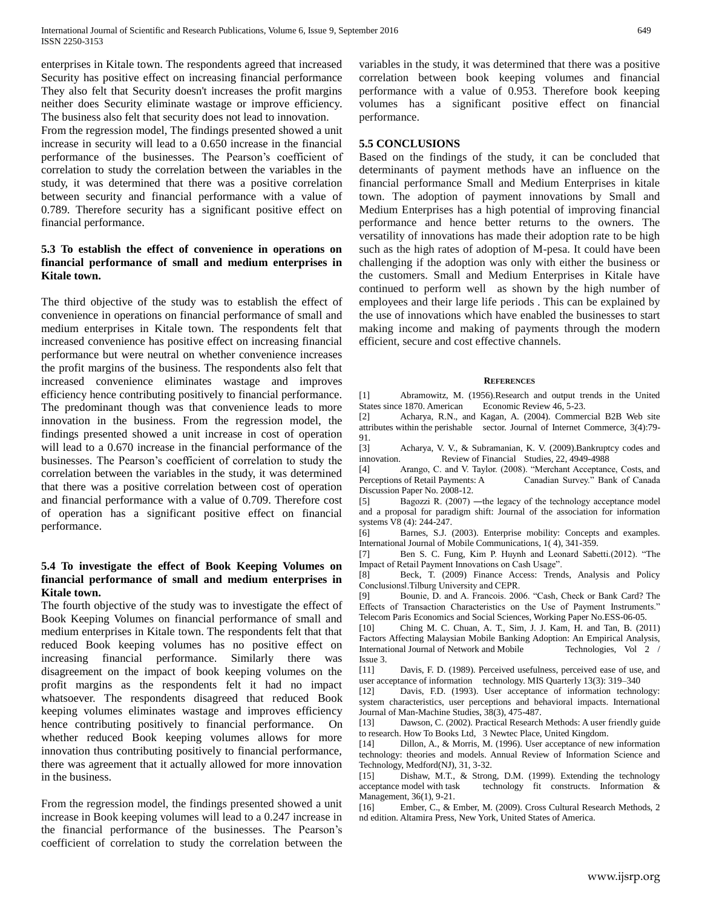enterprises in Kitale town. The respondents agreed that increased Security has positive effect on increasing financial performance They also felt that Security doesn't increases the profit margins neither does Security eliminate wastage or improve efficiency. The business also felt that security does not lead to innovation.

From the regression model, The findings presented showed a unit increase in security will lead to a 0.650 increase in the financial performance of the businesses. The Pearson's coefficient of correlation to study the correlation between the variables in the study, it was determined that there was a positive correlation between security and financial performance with a value of 0.789. Therefore security has a significant positive effect on financial performance.

### 5.3 To establish the effect of convenience in operations on financial performance of small and medium enterprises in Kitale town.

The third objective of the study was to establish the effect of convenience in operations on financial performance of small and medium enterprises in Kitale town. The respondents felt that increased convenience has positive effect on increasing financial performance but were neutral on whether convenience increases the profit margins of the business. The respondents also felt that increased convenience eliminates wastage and improves efficiency hence contributing positively to financial performance. The predominant though was that convenience leads to more innovation in the business. From the regression model, the findings presented showed a unit increase in cost of operation will lead to a 0.670 increase in the financial performance of the businesses. The Pearson's coefficient of correlation to study the correlation between the variables in the study, it was determined that there was a positive correlation between cost of operation and financial performance with a value of 0.709. Therefore cost of operation has a significant positive effect on financial performance.

### 5.4 To investigate the effect of Book Keeping Volumes on financial performance of small and medium enterprises in Kitale town.

The fourth objective of the study was to investigate the effect of Book Keeping Volumes on financial performance of small and medium enterprises in Kitale town. The respondents felt that that reduced Book keeping volumes has no positive effect on increasing financial performance. Similarly there was disagreement on the impact of book keeping volumes on the profit margins as the respondents felt it had no impact whatsoever. The respondents disagreed that reduced Book keeping volumes eliminates wastage and improves efficiency hence contributing positively to financial performance. On whether reduced Book keeping volumes allows for more innovation thus contributing positively to financial performance, there was agreement that it actually allowed for more innovation in the business.

From the regression model, the findings presented showed a unit increase in Book keeping volumes will lead to a 0.247 increase in the financial performance of the businesses. The Pearson's coefficient of correlation to study the correlation between the variables in the study, it was determined that there was a positive correlation between book keeping volumes and financial performance with a value of 0.953. Therefore book keeping volumes has a significant positive effect on financial performance.

### 5.5 CONCLUSIONS

Based on the findings of the study, it can be concluded that determinants of payment methods have an influence on the financial performance Small and Medium Enterprises in kitale town. The adoption of payment innovations by Small and Medium Enterprises has a high potential of improving financial performance and hence better returns to the owners. The versatility of innovations has made their adoption rate to be high such as the high rates of adoption of M-pesa. It could have been challenging if the adoption was only with either the business or the customers. Small and Medium Enterprises in Kitale have continued to perform well as shown by the high number of employees and their large life periods . This can be explained by the use of innovations which have enabled the businesses to start making income and making of payments through the modern efficient, secure and cost effective channels.

## REFERENCES

[1] Abramowitz, M. (1956).Research and output trends in the United States since 1870. American Economic Review 46, 5-23.

[2] Acharya, R.N., and Kagan, A. (2004). Commercial B2B Web site attributes within the perishable sector. Journal of Internet Commerce, 3(4):79-91.

[3] Acharya, V. V., & Subramanian, K. V. (2009).Bankruptcy codes and innovation. Review of Financial Studies, 22, 4949-4988

[4] Arango, C. and V. Taylor. (2008). "Merchant Acceptance, Costs, and Perceptions of Retail Payments: A Canadian Survey." Bank of Canada Discussion Paper No. 2008-12.

[5] Bagozzi R. (2007) ―the legacy of the technology acceptance model and a proposal for paradigm shift: Journal of the association for information systems V8 (4): 244-247.

[6] Barnes, S.J. (2003). Enterprise mobility: Concepts and examples. International Journal of Mobile Communications, 1( 4), 341-359.

[7] Ben S. C. Fung, Kim P. Huynh and Leonard Sabetti.(2012). "The Impact of Retail Payment Innovations on Cash Usage".

[8] Beck, T. (2009) Finance Access: Trends, Analysis and Policy Conclusions‖.Tilburg University and CEPR.

[9] Bounie, D. and A. Francois. 2006. "Cash, Check or Bank Card? The Effects of Transaction Characteristics on the Use of Payment Instruments." Telecom Paris Economics and Social Sciences, Working Paper No.ESS-06-05.

[10] Ching M. C. Chuan, A. T., Sim, J. J. Kam, H. and Tan, B. (2011) Factors Affecting Malaysian Mobile Banking Adoption: An Empirical Analysis, International Journal of Network and Mobile Technologies, Vol 2 / Issue 3.

[11] Davis, F. D. (1989). Perceived usefulness, perceived ease of use, and user acceptance of information technology. MIS Quarterly 13(3): 319–340

[12] Davis, F.D. (1993). User acceptance of information technology: system characteristics, user perceptions and behavioral impacts. International Journal of Man-Machine Studies, 38(3), 475-487.

[13] Dawson, C. (2002). Practical Research Methods: A user friendly guide to research. How To Books Ltd, 3 Newtec Place, United Kingdom.

[14] Dillon, A., & Morris, M. (1996). User acceptance of new information technology: theories and models. Annual Review of Information Science and Technology, Medford(NJ), 31, 3-32.

[15] Dishaw, M.T., & Strong, D.M. (1999). Extending the technology acceptance model with task technology fit constructs. Information & Management, 36(1), 9-21.

[16] Ember, C., & Ember, M. (2009). Cross Cultural Research Methods, 2 nd edition. Altamira Press, New York, United States of America.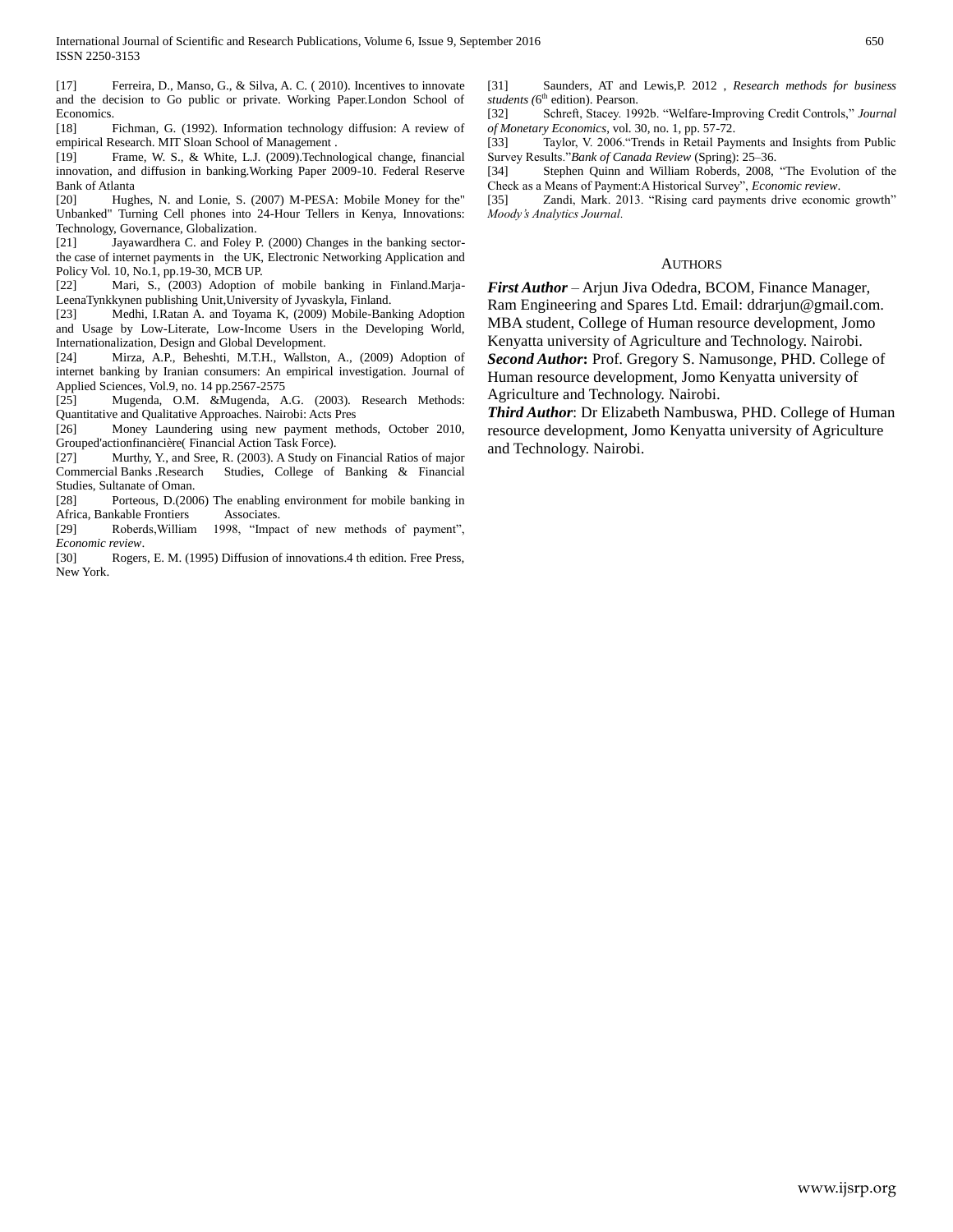[17] Ferreira, D., Manso, G., & Silva, A. C. ( 2010). Incentives to innovate and the decision to Go public or private. Working Paper.London School of Economics.

[18] Fichman, G. (1992). Information technology diffusion: A review of empirical Research. MIT Sloan School of Management .

[19] Frame, W. S., & White, L.J. (2009).Technological change, financial innovation, and diffusion in banking.Working Paper 2009-10. Federal Reserve Bank of Atlanta

[20] Hughes, N. and Lonie, S. (2007) M-PESA: Mobile Money for the" Unbanked" Turning Cell phones into 24-Hour Tellers in Kenya, Innovations: Technology, Governance, Globalization.

[21] Jayawardhera C. and Foley P. (2000) Changes in the banking sector-the case of internet payments in the UK, Electronic Networking Application and Policy Vol. 10, No.1, pp.19-30, MCB UP.

[22] Mari, S., (2003) Adoption of mobile banking in Finland.Marja-LeenaTynkkynen publishing Unit,University of Jyvaskyla, Finland.

[23] Medhi, I.Ratan A. and Toyama K, (2009) Mobile-Banking Adoption and Usage by Low-Literate, Low-Income Users in the Developing World, Internationalization, Design and Global Development.

[24] Mirza, A.P., Beheshti, M.T.H., Wallston, A., (2009) Adoption of internet banking by Iranian consumers: An empirical investigation. Journal of Applied Sciences, Vol.9, no. 14 pp.2567-2575

[25] Mugenda, O.M. &Mugenda, A.G. (2003). Research Methods: Quantitative and Qualitative Approaches. Nairobi: Acts Pres

[26] Money Laundering using new payment methods, October 2010, Grouped'actionfinancière( Financial Action Task Force).

[27] Murthy, Y., and Sree, R. (2003). A Study on Financial Ratios of major Commercial Banks .Research Studies, College of Banking & Financial Studies, Sultanate of Oman.

[28] Porteous, D.(2006) The enabling environment for mobile banking in Africa, Bankable Frontiers Associates.

[29] Roberds,William 1998, "Impact of new methods of payment", *Economic review*.

[30] Rogers, E. M. (1995) Diffusion of innovations.4 th edition. Free Press, New York.

[31] Saunders, AT and Lewis,P. 2012 , *Research methods for business students (*6th edition). Pearson.

[32] Schreft, Stacey. 1992b. "Welfare-Improving Credit Controls," *Journal of Monetary Economics*, vol. 30, no. 1, pp. 57-72.

[33] Taylor, V. 2006."Trends in Retail Payments and Insights from Public Survey Results."*Bank of Canada Review* (Spring): 25–36.

[34] Stephen Quinn and William Roberds, 2008, "The Evolution of the Check as a Means of Payment:A Historical Survey", *Economic review*.

[35] Zandi, Mark. 2013. "Rising card payments drive economic growth" *Moody's Analytics Journal.*

## Authors

***First Author*** – Arjun Jiva Odedra, BCOM, Finance Manager, Ram Engineering and Spares Ltd. Email: ddrarjun@gmail.com. MBA student, College of Human resource development, Jomo Kenyatta university of Agriculture and Technology. Nairobi.

***Second Author*****:** Prof. Gregory S. Namusonge, PHD. College of Human resource development, Jomo Kenyatta university of Agriculture and Technology. Nairobi.

***Third Author***: Dr Elizabeth Nambuswa, PHD. College of Human resource development, Jomo Kenyatta university of Agriculture and Technology. Nairobi.